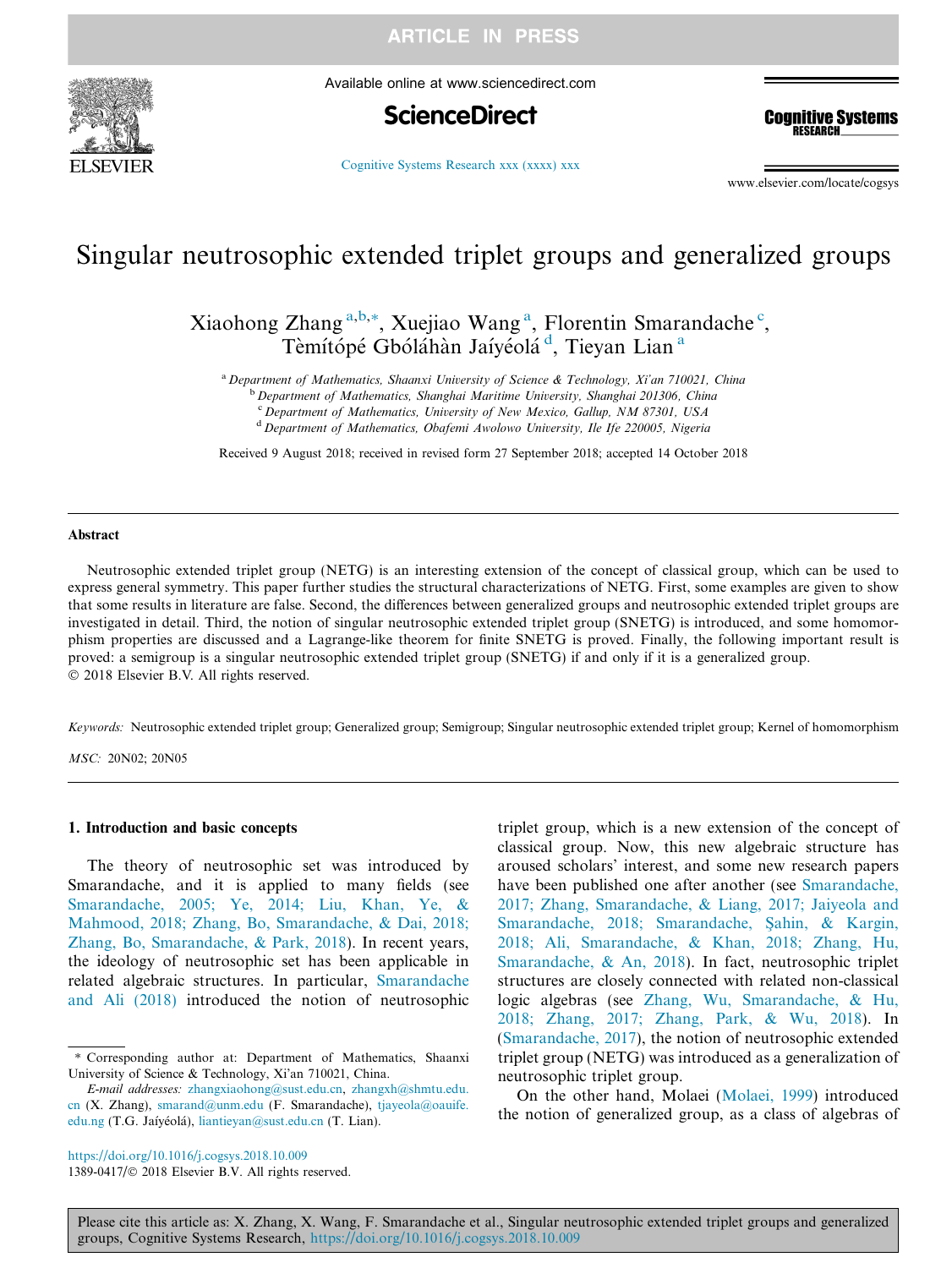# Singular neutrosophic extended triplet groups and generalized groups

Xiaohong Zhang [a,b,*], Xuejiao Wang [a], Florentin Smarandache [c], Tèmítópé Gbóláhàn Jaíyéolá [d], Tieyan Lian [a]

[a] Department of Mathematics, Shaanxi University of Science & Technology, Xi'an 710021, China
[b] Department of Mathematics, Shanghai Maritime University, Shanghai 201306, China
[c] Department of Mathematics, University of New Mexico, Gallup, NM 87301, USA
[d] Department of Mathematics, Obafemi Awolowo University, Ile Ife 220005, Nigeria

Received 9 August 2018; received in revised form 27 September 2018; accepted 14 October 2018

## Abstract

Neutrosophic extended triplet group (NETG) is an interesting extension of the concept of classical group, which can be used to express general symmetry. This paper further studies the structural characterizations of NETG. First, some examples are given to show that some results in literature are false. Second, the differences between generalized groups and neutrosophic extended triplet groups are investigated in detail. Third, the notion of singular neutrosophic extended triplet group (SNETG) is introduced, and some homomorphism properties are discussed and a Lagrange-like theorem for finite SNETG is proved. Finally, the following important result is proved: a semigroup is a singular neutrosophic extended triplet group (SNETG) if and only if it is a generalized group.
© 2018 Elsevier B.V. All rights reserved.

*Keywords:* Neutrosophic extended triplet group; Generalized group; Semigroup; Singular neutrosophic extended triplet group; Kernel of homomorphism

*MSC:* 20N02; 20N05

## 1. Introduction and basic concepts

The theory of neutrosophic set was introduced by Smarandache, and it is applied to many fields (see Smarandache, 2005; Ye, 2014; Liu, Khan, Ye, & Mahmood, 2018; Zhang, Bo, Smarandache, & Dai, 2018; Zhang, Bo, Smarandache, & Park, 2018). In recent years, the ideology of neutrosophic set has been applicable in related algebraic structures. In particular, Smarandache and Ali (2018) introduced the notion of neutrosophic triplet group, which is a new extension of the concept of classical group. Now, this new algebraic structure has aroused scholars' interest, and some new research papers have been published one after another (see Smarandache, 2017; Zhang, Smarandache, & Liang, 2017; Jaiyeola and Smarandache, 2018; Smarandache, Şahin, & Kargin, 2018; Ali, Smarandache, & Khan, 2018; Zhang, Hu, Smarandache, & An, 2018). In fact, neutrosophic triplet structures are closely connected with related non-classical logic algebras (see Zhang, Wu, Smarandache, & Hu, 2018; Zhang, 2017; Zhang, Park, & Wu, 2018). In (Smarandache, 2017), the notion of neutrosophic extended triplet group (NETG) was introduced as a generalization of neutrosophic triplet group.

On the other hand, Molaei (Molaei, 1999) introduced the notion of generalized group, as a class of algebras of

* Corresponding author at: Department of Mathematics, Shaanxi University of Science & Technology, Xi'an 710021, China.
*E-mail addresses:* zhangxiaohong@sust.edu.cn, zhangxh@shmtu.edu.cn (X. Zhang), smarand@unm.edu (F. Smarandache), tjayeola@oauife.edu.ng (T.G. Jaíyéolá), liantieyan@sust.edu.cn (T. Lian).

https://doi.org/10.1016/j.cogsys.2018.10.009
1389-0417/© 2018 Elsevier B.V. All rights reserved.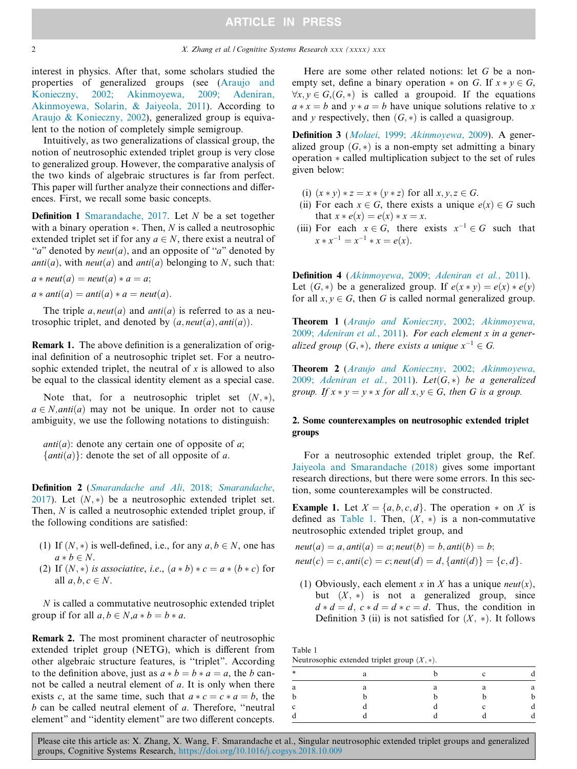interest in physics. After that, some scholars studied the properties of generalized groups (see (Araujo and Konieczny, 2002; Akinmoyewa, 2009; Adeniran, Akinmoyewa, Solarin, & Jaiyeola, 2011). According to Araujo & Konieczny, 2002), generalized group is equivalent to the notion of completely simple semigroup.

Intuitively, as two generalizations of classical group, the notion of neutrosophic extended triplet group is very close to generalized group. However, the comparative analysis of the two kinds of algebraic structures is far from perfect. This paper will further analyze their connections and differences. First, we recall some basic concepts.

**Definition 1** Smarandache, 2017. Let $N$ be a set together with a binary operation $*$. Then, $N$ is called a neutrosophic extended triplet set if for any $a \in N$, there exist a neutral of "$a$" denoted by $neut(a)$, and an opposite of "$a$" denoted by $anti(a)$, with $neut(a)$ and $anti(a)$ belonging to $N$, such that:

$a * neut(a) = neut(a) * a = a;$

$a * anti(a) = anti(a) * a = neut(a).$

The triple $a, neut(a)$ and $anti(a)$ is referred to as a neutrosophic triplet, and denoted by $(a, neut(a), anti(a))$.

**Remark 1.** The above definition is a generalization of original definition of a neutrosophic triplet set. For a neutrosophic extended triplet, the neutral of $x$ is allowed to also be equal to the classical identity element as a special case.

Note that, for a neutrosophic triplet set $(N, *)$, $a \in N, anti(a)$ may not be unique. In order not to cause ambiguity, we use the following notations to distinguish:

$anti(a)$: denote any certain one of opposite of $a$;
$\{anti(a)\}$: denote the set of all opposite of $a$.

**Definition 2** (*Smarandache and Ali, 2018; Smarandache, 2017*). Let $(N, *)$ be a neutrosophic extended triplet set. Then, $N$ is called a neutrosophic extended triplet group, if the following conditions are satisfied:

1. If $(N, *)$ is well-defined, i.e., for any $a, b \in N$, one has $a * b \in N$.
2. If $(N, *)$ *is associative, i.e.,* $(a * b) * c = a * (b * c)$ for all $a, b, c \in N$.

$N$ is called a commutative neutrosophic extended triplet group if for all $a, b \in N, a * b = b * a$.

**Remark 2.** The most prominent character of neutrosophic extended triplet group (NETG), which is different from other algebraic structure features, is "triplet". According to the definition above, just as $a * b = b * a = a$, the $b$ cannot be called a neutral element of $a$. It is only when there exists $c$, at the same time, such that $a * c = c * a = b$, the $b$ can be called neutral element of $a$. Therefore, "neutral element" and "identity element" are two different concepts.

Here are some other related notions: let $G$ be a non-empty set, define a binary operation $*$ on $G$. If $x * y \in G$, $\forall x, y \in G, (G, *)$ is called a groupoid. If the equations $a * x = b$ and $y * a = b$ have unique solutions relative to $x$ and $y$ respectively, then $(G, *)$ is called a quasigroup.

**Definition 3** (*Molaei, 1999; Akinmoyewa, 2009*). A generalized group $(G, *)$ is a non-empty set admitting a binary operation $*$ called multiplication subject to the set of rules given below:

(i) $(x * y) * z = x * (y * z)$ for all $x, y, z \in G$.
(ii) For each $x \in G$, there exists a unique $e(x) \in G$ such that $x * e(x) = e(x) * x = x$.
(iii) For each $x \in G$, there exists $x^{-1} \in G$ such that $x * x^{-1} = x^{-1} * x = e(x)$.

**Definition 4** (*Akinmoyewa, 2009; Adeniran et al., 2011*). Let $(G, *)$ be a generalized group. If $e(x * y) = e(x) * e(y)$ for all $x, y \in G$, then $G$ is called normal generalized group.

**Theorem 1** (*Araujo and Konieczny, 2002; Akinmoyewa, 2009; Adeniran et al., 2011*). *For each element x in a generalized group* $(G, *)$, *there exists a unique* $x^{-1} \in G$.

**Theorem 2** (*Araujo and Konieczny, 2002; Akinmoyewa, 2009; Adeniran et al., 2011*). *Let* $(G, *)$ *be a generalized group. If* $x * y = y * x$ *for all* $x, y \in G$, *then G is a group.*

## 2. Some counterexamples on neutrosophic extended triplet groups

For a neutrosophic extended triplet group, the Ref. Jaiyeola and Smarandache (2018) gives some important research directions, but there were some errors. In this section, some counterexamples will be constructed.

**Example 1.** Let $X = \{a, b, c, d\}$. The operation $*$ on $X$ is defined as Table 1. Then, $(X, *)$ is a non-commutative neutrosophic extended triplet group, and

$neut(a) = a, anti(a) = a; neut(b) = b, anti(b) = b;$

$neut(c) = c, anti(c) = c; neut(d) = d, \{anti(d)\} = \{c, d\}.$

(1) Obviously, each element $x$ in $X$ has a unique $neut(x)$, but $(X, *)$ is not a generalized group, since $d * d = d$, $c * d = d * c = d$. Thus, the condition in Definition 3 (ii) is not satisfied for $(X, *)$. It follows

Table 1
Neutrosophic extended triplet group $(X, *)$.

| * | a | b | c | d |
|---|---|---|---|---|
| a | a | a | a | a |
| b | b | b | b | b |
| c | d | d | c | d |
| d | d | d | d | d |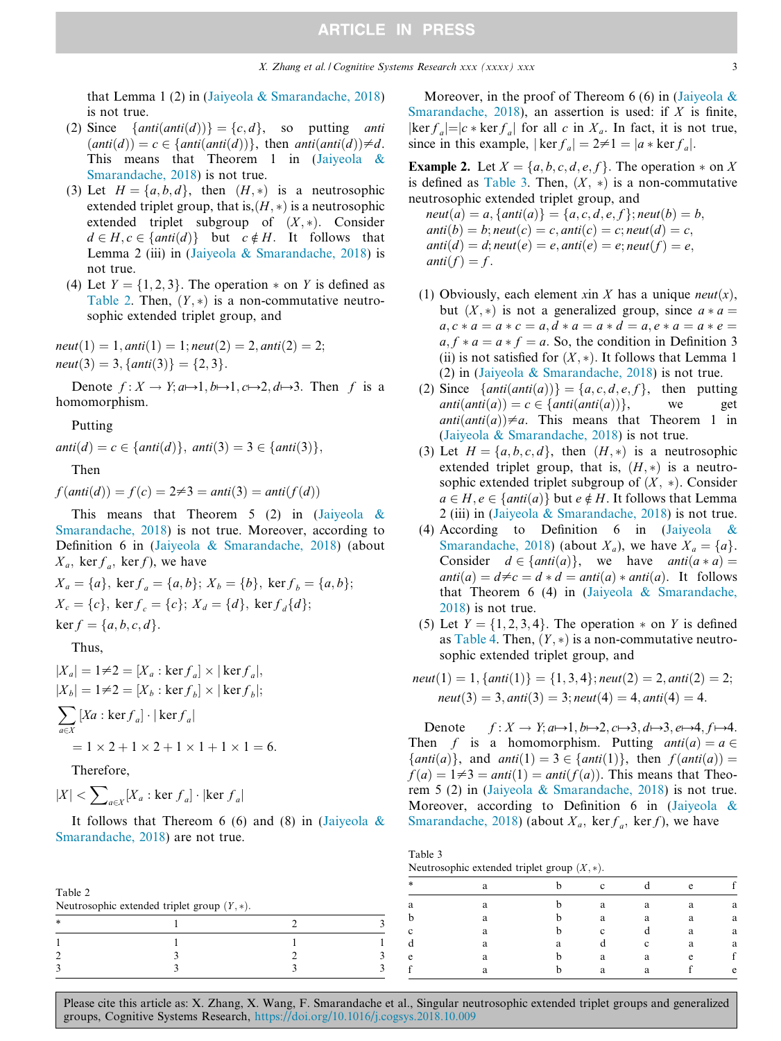that Lemma 1 (2) in (Jaiyeola & Smarandache, 2018) is not true.

(2) Since $\{anti(anti(d))\} = \{c, d\}$, so putting $anti(anti(d)) = c \in \{anti(anti(d))\}$, then $anti(anti(d)) \neq d$. This means that Theorem 1 in (Jaiyeola & Smarandache, 2018) is not true.

(3) Let $H = \{a, b, d\}$, then $(H, *)$ is a neutrosophic extended triplet group, that is,$(H, *)$ is a neutrosophic extended triplet subgroup of $(X, *)$. Consider $d \in H, c \in \{anti(d)\}$ but $c \notin H$. It follows that Lemma 2 (iii) in (Jaiyeola & Smarandache, 2018) is not true.

(4) Let $Y = \{1, 2, 3\}$. The operation $*$ on $Y$ is defined as Table 2. Then, $(Y, *)$ is a non-commutative neutrosophic extended triplet group, and

$$neut(1) = 1, anti(1) = 1; neut(2) = 2, anti(2) = 2;$$
$$neut(3) = 3, \{anti(3)\} = \{2, 3\}.$$

Denote $f : X \to Y; a \mapsto 1, b \mapsto 1, c \mapsto 2, d \mapsto 3$. Then $f$ is a homomorphism.

Putting

$$anti(d) = c \in \{anti(d)\},\ anti(3) = 3 \in \{anti(3)\},$$

Then

$$f(anti(d)) = f(c) = 2 \neq 3 = anti(3) = anti(f(d))$$

This means that Theorem 5 (2) in (Jaiyeola & Smarandache, 2018) is not true. Moreover, according to Definition 6 in (Jaiyeola & Smarandache, 2018) (about $X_a$, $\ker f_a$, $\ker f$), we have

$$X_a = \{a\},\ \ker f_a = \{a, b\};\ X_b = \{b\},\ \ker f_b = \{a, b\};$$
$$X_c = \{c\},\ \ker f_c = \{c\};\ X_d = \{d\},\ \ker f_d \{d\};$$
$$\ker f = \{a, b, c, d\}.$$

Thus,

$$|X_a| = 1 \neq 2 = [X_a : \ker f_a] \times |\ker f_a|,$$
$$|X_b| = 1 \neq 2 = [X_b : \ker f_b] \times |\ker f_b|;$$
$$\sum_{a \in X} [Xa : \ker f_a] \cdot |\ker f_a|$$
$$= 1 \times 2 + 1 \times 2 + 1 \times 1 + 1 \times 1 = 6.$$

Therefore,

$$|X| < \sum_{a \in X} [X_a : \ker f_a] \cdot |\ker f_a|$$

It follows that Thereom 6 (6) and (8) in (Jaiyeola & Smarandache, 2018) are not true.

Table 2
Neutrosophic extended triplet group $(Y, *)$.

| * | 1 | 2 | 3 |
|---|---|---|---|
| 1 | 1 | 1 | 1 |
| 2 | 3 | 2 | 3 |
| 3 | 3 | 3 | 3 |

Moreover, in the proof of Thereom 6 (6) in (Jaiyeola & Smarandache, 2018), an assertion is used: if $X$ is finite, $|\ker f_a| = |c * \ker f_a|$ for all $c$ in $X_a$. In fact, it is not true, since in this example, $|\ker f_a| = 2 \neq 1 = |a * \ker f_a|$.

**Example 2.** Let $X = \{a, b, c, d, e, f\}$. The operation $*$ on $X$ is defined as Table 3. Then, $(X, *)$ is a non-commutative neutrosophic extended triplet group, and

$$neut(a) = a, \{anti(a)\} = \{a, c, d, e, f\}; neut(b) = b,$$
$$anti(b) = b; neut(c) = c, anti(c) = c; neut(d) = c,$$
$$anti(d) = d; neut(e) = e, anti(e) = e; neut(f) = e,$$
$$anti(f) = f.$$

(1) Obviously, each element $x$in $X$ has a unique $neut(x)$, but $(X, *)$ is not a generalized group, since $a * a = a, c * a = a * c = a, d * a = a * d = a, e * a = a * e = a, f * a = a * f = a$. So, the condition in Definition 3 (ii) is not satisfied for $(X, *)$. It follows that Lemma 1 (2) in (Jaiyeola & Smarandache, 2018) is not true.

(2) Since $\{anti(anti(a))\} = \{a, c, d, e, f\}$, then putting $anti(anti(a)) = c \in \{anti(anti(a))\}$, we get $anti(anti(a)) \neq a$. This means that Theorem 1 in (Jaiyeola & Smarandache, 2018) is not true.

(3) Let $H = \{a, b, c, d\}$, then $(H, *)$ is a neutrosophic extended triplet group, that is, $(H, *)$ is a neutrosophic extended triplet subgroup of $(X, *)$. Consider $a \in H, e \in \{anti(a)\}$ but $e \notin H$. It follows that Lemma 2 (iii) in (Jaiyeola & Smarandache, 2018) is not true.

(4) According to Definition 6 in (Jaiyeola & Smarandache, 2018) (about $X_a$), we have $X_a = \{a\}$. Consider $d \in \{anti(a)\}$, we have $anti(a * a) = anti(a) = d \neq c = d * d = anti(a) * anti(a)$. It follows that Theorem 6 (4) in (Jaiyeola & Smarandache, 2018) is not true.

(5) Let $Y = \{1, 2, 3, 4\}$. The operation $*$ on $Y$ is defined as Table 4. Then, $(Y, *)$ is a non-commutative neutrosophic extended triplet group, and

$$neut(1) = 1, \{anti(1)\} = \{1, 3, 4\}; neut(2) = 2, anti(2) = 2;$$
$$neut(3) = 3, anti(3) = 3; neut(4) = 4, anti(4) = 4.$$

Denote $f : X \to Y; a \mapsto 1, b \mapsto 2, c \mapsto 3, d \mapsto 3, e \mapsto 4, f \mapsto 4$. Then $f$ is a homomorphism. Putting $anti(a) = a \in \{anti(a)\}$, and $anti(1) = 3 \in \{anti(1)\}$, then $f(anti(a)) = f(a) = 1 \neq 3 = anti(1) = anti(f(a))$. This means that Theorem 5 (2) in (Jaiyeola & Smarandache, 2018) is not true. Moreover, according to Definition 6 in (Jaiyeola & Smarandache, 2018) (about $X_a$, $\ker f_a$, $\ker f$), we have

Table 3
Neutrosophic extended triplet group $(X, *)$.

| * | a | b | c | d | e | f |
|---|---|---|---|---|---|---|
| a | a | b | a | a | a | a |
| b | a | b | a | a | a | a |
| c | a | b | c | d | a | a |
| d | a | a | d | c | a | a |
| e | a | b | a | a | e | f |
| f | a | b | a | a | f | e |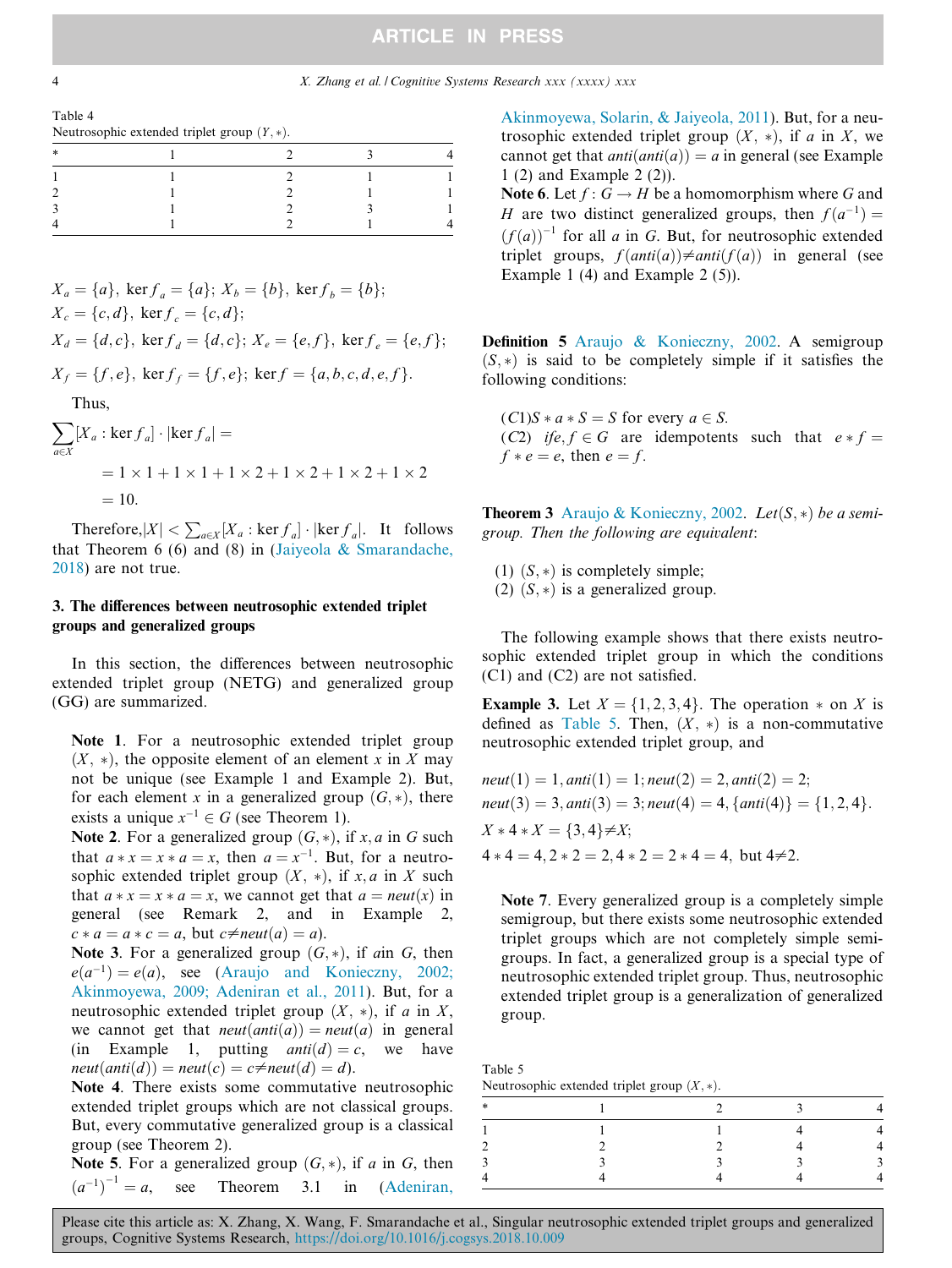Table 4
Neutrosophic extended triplet group $(Y, *)$.

| * | 1 | 2 | 3 | 4 |
|---|---|---|---|---|
| 1 | 1 | 2 | 1 | 1 |
| 2 | 1 | 2 | 1 | 1 |
| 3 | 1 | 2 | 3 | 1 |
| 4 | 1 | 2 | 1 | 4 |

$X_a = \{a\}$, $\ker f_a = \{a\}$; $X_b = \{b\}$, $\ker f_b = \{b\}$;
$X_c = \{c, d\}$, $\ker f_c = \{c, d\}$;
$X_d = \{d, c\}$, $\ker f_d = \{d, c\}$; $X_e = \{e, f\}$, $\ker f_e = \{e, f\}$;
$X_f = \{f, e\}$, $\ker f_f = \{f, e\}$; $\ker f = \{a, b, c, d, e, f\}$.

Thus,

$$\sum_{a \in X} [X_a : \ker f_a] \cdot |\ker f_a| =$$
$$= 1 \times 1 + 1 \times 1 + 1 \times 2 + 1 \times 2 + 1 \times 2 + 1 \times 2$$
$$= 10.$$

Therefore, $|X| < \sum_{a \in X} [X_a : \ker f_a] \cdot |\ker f_a|$. It follows that Theorem 6 (6) and (8) in (Jaiyeola & Smarandache, 2018) are not true.

## 3. The differences between neutrosophic extended triplet groups and generalized groups

In this section, the differences between neutrosophic extended triplet group (NETG) and generalized group (GG) are summarized.

**Note 1**. For a neutrosophic extended triplet group $(X, *)$, the opposite element of an element $x$ in $X$ may not be unique (see Example 1 and Example 2). But, for each element $x$ in a generalized group $(G, *)$, there exists a unique $x^{-1} \in G$ (see Theorem 1).

**Note 2**. For a generalized group $(G, *)$, if $x, a$ in $G$ such that $a * x = x * a = x$, then $a = x^{-1}$. But, for a neutrosophic extended triplet group $(X, *)$, if $x, a$ in $X$ such that $a * x = x * a = x$, we cannot get that $a = neut(x)$ in general (see Remark 2, and in Example 2, $c * a = a * c = a$, but $c \neq neut(a) = a$).

**Note 3**. For a generalized group $(G, *)$, if $a$ in $G$, then $e(a^{-1}) = e(a)$, see (Araujo and Konieczny, 2002; Akinmoyewa, 2009; Adeniran et al., 2011). But, for a neutrosophic extended triplet group $(X, *)$, if $a$ in $X$, we cannot get that $neut(anti(a)) = neut(a)$ in general (in Example 1, putting $anti(d) = c$, we have $neut(anti(d)) = neut(c) = c \neq neut(d) = d$).

**Note 4**. There exists some commutative neutrosophic extended triplet groups which are not classical groups. But, every commutative generalized group is a classical group (see Theorem 2).

**Note 5**. For a generalized group $(G, *)$, if $a$ in $G$, then $(a^{-1})^{-1} = a$, see Theorem 3.1 in (Adeniran, Akinmoyewa, Solarin, & Jaiyeola, 2011). But, for a neutrosophic extended triplet group $(X, *)$, if $a$ in $X$, we cannot get that $anti(anti(a)) = a$ in general (see Example 1 (2) and Example 2 (2)).

**Note 6**. Let $f : G \to H$ be a homomorphism where $G$ and $H$ are two distinct generalized groups, then $f(a^{-1}) = (f(a))^{-1}$ for all $a$ in $G$. But, for neutrosophic extended triplet groups, $f(anti(a)) \neq anti(f(a))$ in general (see Example 1 (4) and Example 2 (5)).

**Definition 5** Araujo & Konieczny, 2002. A semigroup $(S, *)$ is said to be completely simple if it satisfies the following conditions:

$(C1)$ $S * a * S = S$ for every $a \in S$.
$(C2)$ if $e, f \in G$ are idempotents such that $e * f = f * e = e$, then $e = f$.

**Theorem 3** Araujo & Konieczny, 2002. *Let $(S, *)$ be a semigroup. Then the following are equivalent*:

(1) $(S, *)$ is completely simple;
(2) $(S, *)$ is a generalized group.

The following example shows that there exists neutrosophic extended triplet group in which the conditions (C1) and (C2) are not satisfied.

**Example 3.** Let $X = \{1, 2, 3, 4\}$. The operation $*$ on $X$ is defined as Table 5. Then, $(X, *)$ is a non-commutative neutrosophic extended triplet group, and

$neut(1) = 1, anti(1) = 1; neut(2) = 2, anti(2) = 2;$
$neut(3) = 3, anti(3) = 3; neut(4) = 4, \{anti(4)\} = \{1, 2, 4\}.$
$X * 4 * X = \{3, 4\} \neq X;$
$4 * 4 = 4, 2 * 2 = 2, 4 * 2 = 2 * 4 = 4$, but $4 \neq 2$.

**Note 7**. Every generalized group is a completely simple semigroup, but there exists some neutrosophic extended triplet groups which are not completely simple semigroups. In fact, a generalized group is a special type of neutrosophic extended triplet group. Thus, neutrosophic extended triplet group is a generalization of generalized group.

Table 5
Neutrosophic extended triplet group $(X, *)$.

| * | 1 | 2 | 3 | 4 |
|---|---|---|---|---|
| 1 | 1 | 1 | 4 | 4 |
| 2 | 2 | 2 | 4 | 4 |
| 3 | 3 | 3 | 3 | 3 |
| 4 | 4 | 4 | 4 | 4 |

Please cite this article as: X. Zhang, X. Wang, F. Smarandache et al., Singular neutrosophic extended triplet groups and generalized groups, Cognitive Systems Research, https://doi.org/10.1016/j.cogsys.2018.10.009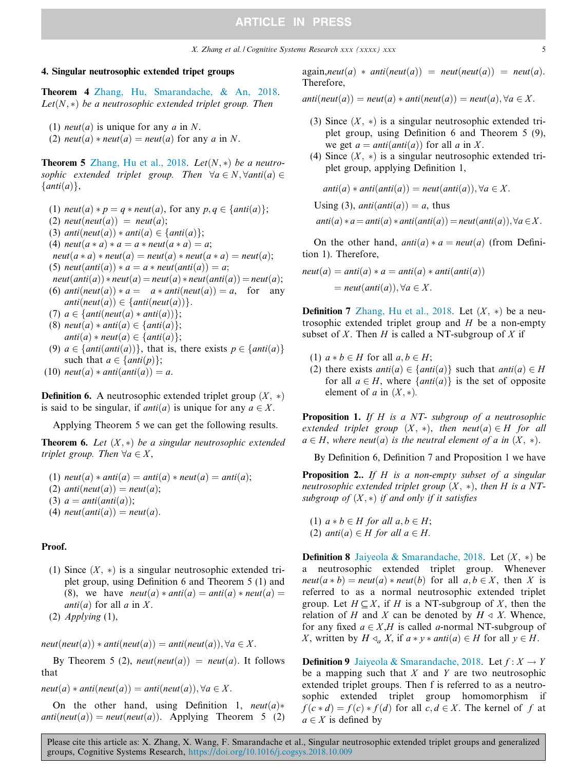## 4. Singular neutrosophic extended tripet groups

**Theorem 4** Zhang, Hu, Smarandache, & An, 2018. *Let $(N, *)$ be a neutrosophic extended triplet group. Then*

(1) $neut(a)$ is unique for any $a$ in $N$.
(2) $neut(a) * neut(a) = neut(a)$ for any $a$ in $N$.

**Theorem 5** Zhang, Hu et al., 2018. *Let $(N, *)$ be a neutrosophic extended triplet group. Then $\forall a \in N, \forall anti(a) \in \{anti(a)\}$,*

(1) $neut(a) * p = q * neut(a)$, for any $p, q \in \{anti(a)\}$;
(2) $neut(neut(a)) = neut(a)$;
(3) $anti(neut(a)) * anti(a) \in \{anti(a)\}$;
(4) $neut(a * a) * a = a * neut(a * a) = a$;
$neut(a * a) * neut(a) = neut(a) * neut(a * a) = neut(a)$;
(5) $neut(anti(a)) * a = a * neut(anti(a)) = a$;
$neut(anti(a)) * neut(a) = neut(a) * neut(anti(a)) = neut(a)$;
(6) $anti(neut(a)) * a = a * anti(neut(a)) = a$, for any $anti(neut(a)) \in \{anti(neut(a))\}$.
(7) $a \in \{anti(neut(a) * anti(a))\}$;
(8) $neut(a) * anti(a) \in \{anti(a)\}$;
$anti(a) * neut(a) \in \{anti(a)\}$;
(9) $a \in \{anti(anti(a))\}$, that is, there exists $p \in \{anti(a)\}$ such that $a \in \{anti(p)\}$;
(10) $neut(a) * anti(anti(a)) = a$.

**Definition 6.** A neutrosophic extended triplet group $(X, *)$ is said to be singular, if $anti(a)$ is unique for any $a \in X$.

Applying Theorem 5 we can get the following results.

**Theorem 6.** *Let $(X, *)$ be a singular neutrosophic extended triplet group. Then $\forall a \in X$,*

(1) $neut(a) * anti(a) = anti(a) * neut(a) = anti(a)$;
(2) $anti(neut(a)) = neut(a)$;
(3) $a = anti(anti(a))$;
(4) $neut(anti(a)) = neut(a)$.

**Proof.**

(1) Since $(X, *)$ is a singular neutrosophic extended triplet group, using Definition 6 and Theorem 5 (1) and (8), we have $neut(a) * anti(a) = anti(a) * neut(a) = anti(a)$ for all $a$ in $X$.
(2) *Applying* (1),

$$neut(neut(a)) * anti(neut(a)) = anti(neut(a)), \forall a \in X.$$

By Theorem 5 (2), $neut(neut(a)) = neut(a)$. It follows that

$$neut(a) * anti(neut(a)) = anti(neut(a)), \forall a \in X.$$

On the other hand, using Definition 1, $neut(a) * anti(neut(a)) = neut(neut(a))$. Applying Theorem 5 (2) again, $neut(a) * anti(neut(a)) = neut(neut(a)) = neut(a)$. Therefore,

$$anti(neut(a)) = neut(a) * anti(neut(a)) = neut(a), \forall a \in X.$$

(3) Since $(X, *)$ is a singular neutrosophic extended triplet group, using Definition 6 and Theorem 5 (9), we get $a = anti(anti(a))$ for all $a$ in $X$.
(4) Since $(X, *)$ is a singular neutrosophic extended triplet group, applying Definition 1,

$$anti(a) * anti(anti(a)) = neut(anti(a)), \forall a \in X.$$

Using (3), $anti(anti(a)) = a$, thus

$$anti(a) * a = anti(a) * anti(anti(a)) = neut(anti(a)), \forall a \in X.$$

On the other hand, $anti(a) * a = neut(a)$ (from Definition 1). Therefore,

$$neut(a) = anti(a) * a = anti(a) * anti(anti(a)) = neut(anti(a)), \forall a \in X.$$

**Definition 7** Zhang, Hu et al., 2018. Let $(X, *)$ be a neutrosophic extended triplet group and $H$ be a non-empty subset of $X$. Then $H$ is called a NT-subgroup of $X$ if

(1) $a * b \in H$ for all $a, b \in H$;
(2) there exists $anti(a) \in \{anti(a)\}$ such that $anti(a) \in H$ for all $a \in H$, where $\{anti(a)\}$ is the set of opposite element of $a$ in $(X, *)$.

**Proposition 1.** *If $H$ is a NT- subgroup of a neutrosophic extended triplet group $(X, *)$, then $neut(a) \in H$ for all $a \in H$, where $neut(a)$ is the neutral element of $a$ in $(X, *)$.*

By Definition 6, Definition 7 and Proposition 1 we have

**Proposition 2..** *If $H$ is a non-empty subset of a singular neutrosophic extended triplet group $(X, *)$, then $H$ is a NT-subgroup of $(X, *)$ if and only if it satisfies*

(1) $a * b \in H$ *for all* $a, b \in H$;
(2) $anti(a) \in H$ *for all* $a \in H$.

**Definition 8** Jaiyeola & Smarandache, 2018. Let $(X, *)$ be a neutrosophic extended triplet group. Whenever $neut(a * b) = neut(a) * neut(b)$ for all $a, b \in X$, then $X$ is referred to as a normal neutrosophic extended triplet group. Let $H \subseteq X$, if $H$ is a NT-subgroup of $X$, then the relation of $H$ and $X$ can be denoted by $H \lhd X$. Whence, for any fixed $a \in X$,$H$ is called $a$-normal NT-subgroup of $X$, written by $H \lhd_a X$, if $a * y * anti(a) \in H$ for all $y \in H$.

**Definition 9** Jaiyeola & Smarandache, 2018. Let $f : X \rightarrow Y$ be a mapping such that $X$ and $Y$ are two neutrosophic extended triplet groups. Then f is referred to as a neutrosophic extended triplet group homomorphism if $f(c * d) = f(c) * f(d)$ for all $c, d \in X$. The kernel of $f$ at $a \in X$ is defined by

Please cite this article as: X. Zhang, X. Wang, F. Smarandache et al., Singular neutrosophic extended triplet groups and generalized groups, Cognitive Systems Research, https://doi.org/10.1016/j.cogsys.2018.10.009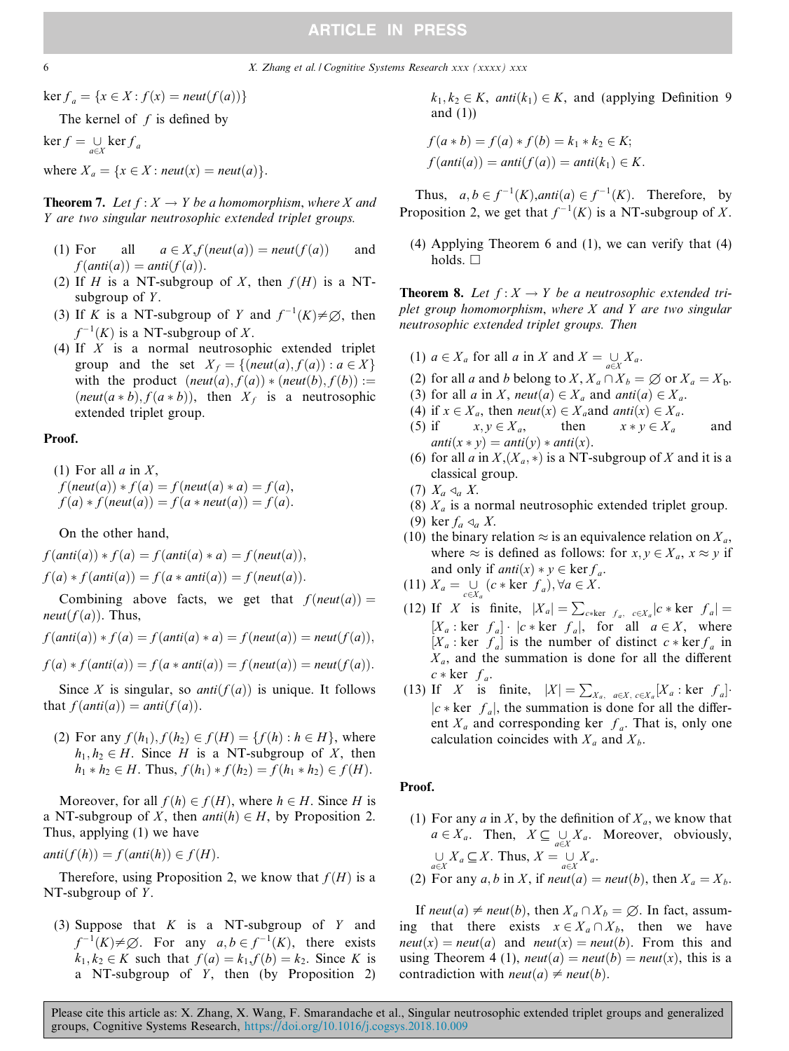$\ker f_a = \{x \in X : f(x) = neut(f(a))\}$

The kernel of $f$ is defined by

$\ker f = \underset{a \in X}{\cup} \ker f_a$

where $X_a = \{x \in X : neut(x) = neut(a)\}$.

**Theorem 7.** *Let $f : X \to Y$ be a homomorphism, where $X$ and $Y$ are two singular neutrosophic extended triplet groups.*

1. For all $a \in X, f(neut(a)) = neut(f(a))$ and $f(anti(a)) = anti(f(a))$.
2. If $H$ is a NT-subgroup of $X$, then $f(H)$ is a NT-subgroup of $Y$.
3. If $K$ is a NT-subgroup of $Y$ and $f^{-1}(K) \neq \emptyset$, then $f^{-1}(K)$ is a NT-subgroup of $X$.
4. If $X$ is a normal neutrosophic extended triplet group and the set $X_f = \{(neut(a), f(a)) : a \in X\}$ with the product $(neut(a), f(a)) * (neut(b), f(b)) := (neut(a * b), f(a * b))$, then $X_f$ is a neutrosophic extended triplet group.

**Proof.**

(1) For all $a$ in $X$,
$f(neut(a)) * f(a) = f(neut(a) * a) = f(a)$,
$f(a) * f(neut(a)) = f(a * neut(a)) = f(a)$.

On the other hand,

$f(anti(a)) * f(a) = f(anti(a) * a) = f(neut(a))$,

$f(a) * f(anti(a)) = f(a * anti(a)) = f(neut(a))$.

Combining above facts, we get that $f(neut(a)) = neut(f(a))$. Thus,

$f(anti(a)) * f(a) = f(anti(a) * a) = f(neut(a)) = neut(f(a))$,

$f(a) * f(anti(a)) = f(a * anti(a)) = f(neut(a)) = neut(f(a))$.

Since $X$ is singular, so $anti(f(a))$ is unique. It follows that $f(anti(a)) = anti(f(a))$.

(2) For any $f(h_1), f(h_2) \in f(H) = \{f(h) : h \in H\}$, where $h_1, h_2 \in H$. Since $H$ is a NT-subgroup of $X$, then $h_1 * h_2 \in H$. Thus, $f(h_1) * f(h_2) = f(h_1 * h_2) \in f(H)$.

Moreover, for all $f(h) \in f(H)$, where $h \in H$. Since $H$ is a NT-subgroup of $X$, then $anti(h) \in H$, by Proposition 2. Thus, applying (1) we have

$anti(f(h)) = f(anti(h)) \in f(H)$.

Therefore, using Proposition 2, we know that $f(H)$ is a NT-subgroup of $Y$.

(3) Suppose that $K$ is a NT-subgroup of $Y$ and $f^{-1}(K) \neq \emptyset$. For any $a, b \in f^{-1}(K)$, there exists $k_1, k_2 \in K$ such that $f(a) = k_1, f(b) = k_2$. Since $K$ is a NT-subgroup of $Y$, then (by Proposition 2) $k_1, k_2 \in K$, $anti(k_1) \in K$, and (applying Definition 9 and (1))

$f(a * b) = f(a) * f(b) = k_1 * k_2 \in K$;

$f(anti(a)) = anti(f(a)) = anti(k_1) \in K$.

Thus, $a, b \in f^{-1}(K), anti(a) \in f^{-1}(K)$. Therefore, by Proposition 2, we get that $f^{-1}(K)$ is a NT-subgroup of $X$.

(4) Applying Theorem 6 and (1), we can verify that (4) holds. $\square$

**Theorem 8.** *Let $f : X \to Y$ be a neutrosophic extended triplet group homomorphism, where $X$ and $Y$ are two singular neutrosophic extended triplet groups. Then*

1. $a \in X_a$ for all $a$ in $X$ and $X = \underset{a \in X}{\cup} X_a$.
2. for all $a$ and $b$ belong to $X$, $X_a \cap X_b = \emptyset$ or $X_a = X_b$.
3. for all $a$ in $X$, $neut(a) \in X_a$ and $anti(a) \in X_a$.
4. if $x \in X_a$, then $neut(x) \in X_a$ and $anti(x) \in X_a$.
5. if $x, y \in X_a$, then $x * y \in X_a$ and $anti(x * y) = anti(y) * anti(x)$.
6. for all $a$ in $X$, $(X_a, *)$ is a NT-subgroup of $X$ and it is a classical group.
7. $X_a \lhd_a X$.
8. $X_a$ is a normal neutrosophic extended triplet group.
9. $\ker f_a \lhd_a X$.
10. the binary relation $\approx$ is an equivalence relation on $X_a$, where $\approx$ is defined as follows: for $x, y \in X_a$, $x \approx y$ if and only if $anti(x) * y \in \ker f_a$.
11. $X_a = \underset{c \in X_a}{\cup} (c * \ker f_a), \forall a \in X$.
12. If $X$ is finite, $|X_a| = \sum_{c * \ker f_a, c \in X_a} |c * \ker f_a| = [X_a : \ker f_a] \cdot |c * \ker f_a|$, for all $a \in X$, where $[X_a : \ker f_a]$ is the number of distinct $c * \ker f_a$ in $X_a$, and the summation is done for all the different $c * \ker f_a$.
13. If $X$ is finite, $|X| = \sum_{X_a, a \in X, c \in X_a} [X_a : \ker f_a] \cdot |c * \ker f_a|$, the summation is done for all the different $X_a$ and corresponding $\ker f_a$. That is, only one calculation coincides with $X_a$ and $X_b$.

**Proof.**

(1) For any $a$ in $X$, by the definition of $X_a$, we know that $a \in X_a$. Then, $X \subseteq \underset{a \in X}{\cup} X_a$. Moreover, obviously, $\underset{a \in X}{\cup} X_a \subseteq X$. Thus, $X = \underset{a \in X}{\cup} X_a$.

(2) For any $a, b$ in $X$, if $neut(a) = neut(b)$, then $X_a = X_b$.

If $neut(a) \neq neut(b)$, then $X_a \cap X_b = \emptyset$. In fact, assuming that there exists $x \in X_a \cap X_b$, then we have $neut(x) = neut(a)$ and $neut(x) = neut(b)$. From this and using Theorem 4 (1), $neut(a) = neut(b) = neut(x)$, this is a contradiction with $neut(a) \neq neut(b)$.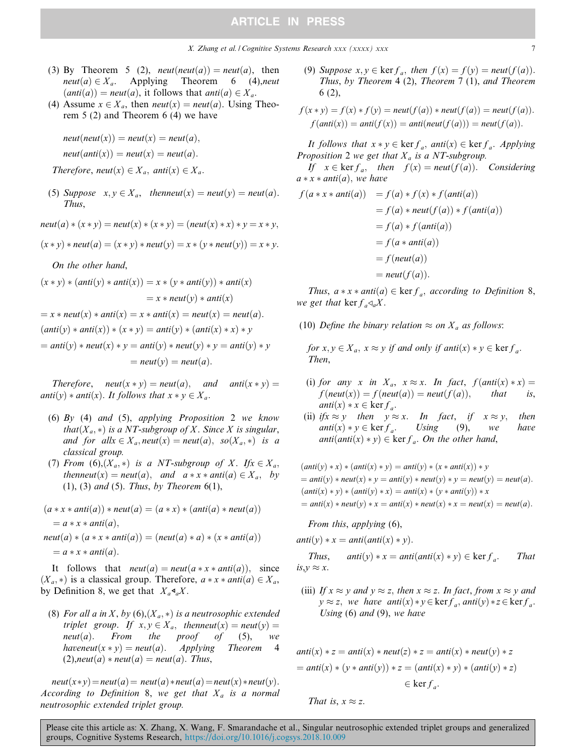(3) By Theorem 5 (2), $neut(neut(a)) = neut(a)$, then $neut(a) \in X_a$. Applying Theorem 6 (4), $neut(anti(a)) = neut(a)$, it follows that $anti(a) \in X_a$.

(4) Assume $x \in X_a$, then $neut(x) = neut(a)$. Using Theorem 5 (2) and Theorem 6 (4) we have

$$neut(neut(x)) = neut(x) = neut(a),$$

$$neut(anti(x)) = neut(x) = neut(a).$$

*Therefore*, $neut(x) \in X_a$, $anti(x) \in X_a$.

(5) *Suppose* $x, y \in X_a$, *then* $neut(x) = neut(y) = neut(a)$. *Thus*,

$$neut(a) * (x * y) = neut(x) * (x * y) = (neut(x) * x) * y = x * y,$$

$$(x * y) * neut(a) = (x * y) * neut(y) = x * (y * neut(y)) = x * y.$$

*On the other hand*,

$$(x * y) * (anti(y) * anti(x)) = x * (y * anti(y)) * anti(x) = x * neut(y) * anti(x)$$

$$= x * neut(x) * anti(x) = x * anti(x) = neut(x) = neut(a).$$

$$(anti(y) * anti(x)) * (x * y) = anti(y) * (anti(x) * x) * y$$

$$= anti(y) * neut(x) * y = anti(y) * neut(y) * y = anti(y) * y = neut(y) = neut(a).$$

*Therefore*, $neut(x * y) = neut(a)$, *and* $anti(x * y) = anti(y) * anti(x)$. *It follows that* $x * y \in X_a$.

(6) *By* (4) *and* (5), *applying Proposition* 2 *we know that* $(X_a, *)$ *is a NT-subgroup of* $X$. *Since* $X$ *is singular, and for all* $x \in X_a$, $neut(x) = neut(a)$, *so* $(X_a, *)$ *is a classical group.*

(7) *From* (6), $(X_a, *)$ *is a NT-subgroup of* $X$. *If* $x \in X_a$, *then* $neut(x) = neut(a)$, *and* $a * x * anti(a) \in X_a$, *by* (1), (3) *and* (5). *Thus, by Theorem* 6(1),

$$(a * x * anti(a)) * neut(a) = (a * x) * (anti(a) * neut(a)) = a * x * anti(a),$$

$$neut(a) * (a * x * anti(a)) = (neut(a) * a) * (x * anti(a)) = a * x * anti(a).$$

It follows that $neut(a) = neut(a * x * anti(a))$, since $(X_a, *)$ is a classical group. Therefore, $a * x * anti(a) \in X_a$, by Definition 8, we get that $X_a \lhd_a X$.

(8) *For all* $a$ *in* $X$, *by* (6), $(X_a, *)$ *is a neutrosophic extended triplet group. If* $x, y \in X_a$, *then* $neut(x) = neut(y) = neut(a)$. *From the proof of* (5), *we have* $neut(x * y) = neut(a)$. *Applying Theorem* 4 (2), $neut(a) * neut(a) = neut(a)$. *Thus*,

$$neut(x * y) = neut(a) = neut(a) * neut(a) = neut(x) * neut(y).$$

*According to Definition* 8, *we get that* $X_a$ *is a normal neutrosophic extended triplet group.*

(9) *Suppose* $x, y \in \ker f_a$, *then* $f(x) = f(y) = neut(f(a))$. *Thus, by Theorem* 4 (2), *Theorem* 7 (1), *and Theorem* 6 (2),

$$f(x * y) = f(x) * f(y) = neut(f(a)) * neut(f(a)) = neut(f(a)).$$

$$f(anti(x)) = anti(f(x)) = anti(neut(f(a))) = neut(f(a)).$$

*It follows that* $x * y \in \ker f_a$, $anti(x) \in \ker f_a$. *Applying Proposition* 2 *we get that* $X_a$ *is a NT-subgroup.*

*If* $x \in \ker f_a$, *then* $f(x) = neut(f(a))$. *Considering* $a * x * anti(a)$, *we have*

$$\begin{aligned} f(a * x * anti(a)) &= f(a) * f(x) * f(anti(a)) \\ &= f(a) * neut(f(a)) * f(anti(a)) \\ &= f(a) * f(anti(a)) \\ &= f(a * anti(a)) \\ &= f(neut(a)) \\ &= neut(f(a)). \end{aligned}$$

*Thus*, $a * x * anti(a) \in \ker f_a$, *according to Definition* 8, *we get that* $\ker f_a \lhd_a X$.

(10) *Define the binary relation* $\approx$ *on* $X_a$ *as follows*:

*for* $x, y \in X_a$, $x \approx y$ *if and only if* $anti(x) * y \in \ker f_a$. *Then*,

(i) *for any* $x$ *in* $X_a$, $x \approx x$. *In fact*, $f(anti(x) * x) = f(neut(x)) = f(neut(a)) = neut(f(a))$, *that is*, $anti(x) * x \in \ker f_a$.

(ii) *if* $x \approx y$ *then* $y \approx x$. *In fact, if* $x \approx y$, *then* $anti(x) * y \in \ker f_a$. *Using* (9), *we have* $anti(anti(x) * y) \in \ker f_a$. *On the other hand*,

$$(anti(y) * x) * (anti(x) * y) = anti(y) * (x * anti(x)) * y$$

$$= anti(y) * neut(x) * y = anti(y) * neut(y) * y = neut(y) = neut(a).$$

$$(anti(x) * y) * (anti(y) * x) = anti(x) * (y * anti(y)) * x$$

$$= anti(x) * neut(y) * x = anti(x) * neut(x) * x = neut(x) = neut(a).$$

*From this, applying* (6),

$$anti(y) * x = anti(anti(x) * y).$$

*Thus*, $anti(y) * x = anti(anti(x) * y) \in \ker f_a$. *That is*, $y \approx x$.

(iii) *If* $x \approx y$ *and* $y \approx z$, *then* $x \approx z$. *In fact, from* $x \approx y$ *and* $y \approx z$, *we have* $anti(x) * y \in \ker f_a$, $anti(y) * z \in \ker f_a$. *Using* (6) *and* (9), *we have*

$$anti(x) * z = anti(x) * neut(z) * z = anti(x) * neut(y) * z$$

$$= anti(x) * (y * anti(y)) * z = (anti(x) * y) * (anti(y) * z) \in \ker f_a.$$

*That is*, $x \approx z$.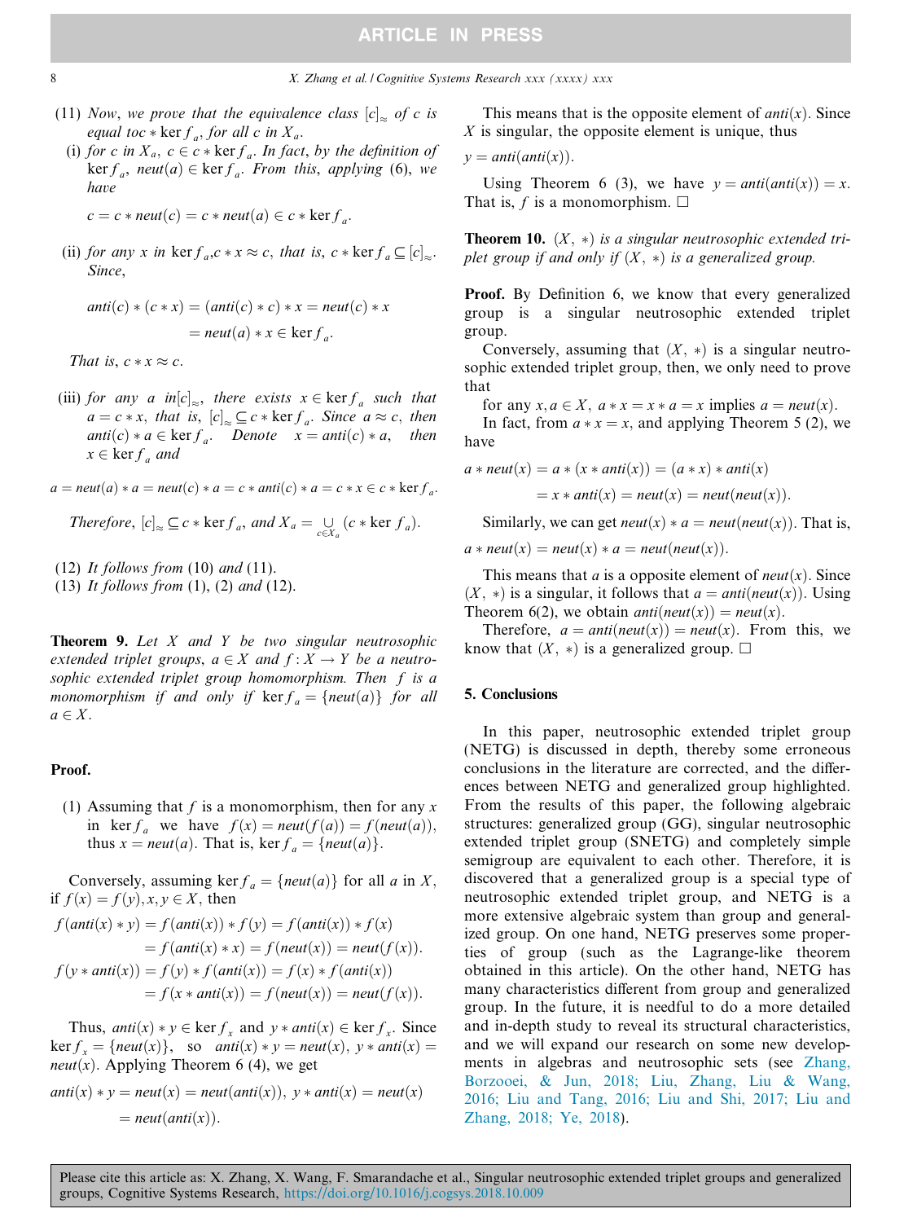(11) *Now, we prove that the equivalence class* $[c]_{\approx}$ *of* $c$ *is equal to* $c * \ker f_a$, *for all* $c$ *in* $X_a$.

(i) *for* $c$ *in* $X_a$, $c \in c * \ker f_a$. *In fact, by the definition of* $\ker f_a$, $neut(a) \in \ker f_a$. *From this, applying* (6), *we have*

$$c = c * neut(c) = c * neut(a) \in c * \ker f_a.$$

(ii) *for any* $x$ *in* $\ker f_a$,$c * x \approx c$, *that is,* $c * \ker f_a \subseteq [c]_{\approx}$. *Since,*

$$anti(c) * (c * x) = (anti(c) * c) * x = neut(c) * x$$
$$= neut(a) * x \in \ker f_a.$$

*That is,* $c * x \approx c$.

(iii) *for any* $a$ *in*$[c]_{\approx}$, *there exists* $x \in \ker f_a$ *such that* $a = c * x$, *that is,* $[c]_{\approx} \subseteq c * \ker f_a$. *Since* $a \approx c$, *then* $anti(c) * a \in \ker f_a$. *Denote* $x = anti(c) * a$, *then* $x \in \ker f_a$ *and*

$$a = neut(a) * a = neut(c) * a = c * anti(c) * a = c * x \in c * \ker f_a.$$

*Therefore,* $[c]_{\approx} \subseteq c * \ker f_a$, *and* $X_a = \bigcup_{c \in X_a} (c * \ker f_a)$.

(12) *It follows from* (10) *and* (11).

(13) *It follows from* (1), (2) *and* (12).

**Theorem 9.** *Let* $X$ *and* $Y$ *be two singular neutrosophic extended triplet groups,* $a \in X$ *and* $f : X \rightarrow Y$ *be a neutrosophic extended triplet group homomorphism. Then* $f$ *is a monomorphism if and only if* $\ker f_a = \{neut(a)\}$ *for all* $a \in X$.

**Proof.**

(1) Assuming that $f$ is a monomorphism, then for any $x$ in $\ker f_a$ we have $f(x) = neut(f(a)) = f(neut(a))$, thus $x = neut(a)$. That is, $\ker f_a = \{neut(a)\}$.

Conversely, assuming $\ker f_a = \{neut(a)\}$ for all $a$ in $X$, if $f(x) = f(y), x, y \in X$, then

$$f(anti(x) * y) = f(anti(x)) * f(y) = f(anti(x)) * f(x)$$
$$= f(anti(x) * x) = f(neut(x)) = neut(f(x)).$$
$$f(y * anti(x)) = f(y) * f(anti(x)) = f(x) * f(anti(x))$$
$$= f(x * anti(x)) = f(neut(x)) = neut(f(x)).$$

Thus, $anti(x) * y \in \ker f_x$ and $y * anti(x) \in \ker f_x$. Since $\ker f_x = \{neut(x)\}$, so $anti(x) * y = neut(x)$, $y * anti(x) = neut(x)$. Applying Theorem 6 (4), we get

$$anti(x) * y = neut(x) = neut(anti(x)), \; y * anti(x) = neut(x)$$
$$= neut(anti(x)).$$

This means that is the opposite element of $anti(x)$. Since $X$ is singular, the opposite element is unique, thus

$y = anti(anti(x))$.

Using Theorem 6 (3), we have $y = anti(anti(x)) = x$. That is, $f$ is a monomorphism. □

**Theorem 10.** $(X, *)$ *is a singular neutrosophic extended triplet group if and only if* $(X, *)$ *is a generalized group.*

**Proof.** By Definition 6, we know that every generalized group is a singular neutrosophic extended triplet group.

Conversely, assuming that $(X, *)$ is a singular neutrosophic extended triplet group, then, we only need to prove that

for any $x, a \in X$, $a * x = x * a = x$ implies $a = neut(x)$.

In fact, from $a * x = x$, and applying Theorem 5 (2), we have

$$a * neut(x) = a * (x * anti(x)) = (a * x) * anti(x)$$
$$= x * anti(x) = neut(x) = neut(neut(x)).$$

Similarly, we can get $neut(x) * a = neut(neut(x))$. That is,

$$a * neut(x) = neut(x) * a = neut(neut(x)).$$

This means that $a$ is a opposite element of $neut(x)$. Since $(X, *)$ is a singular, it follows that $a = anti(neut(x))$. Using Theorem 6(2), we obtain $anti(neut(x)) = neut(x)$.

Therefore, $a = anti(neut(x)) = neut(x)$. From this, we know that $(X, *)$ is a generalized group. □

## 5. Conclusions

In this paper, neutrosophic extended triplet group (NETG) is discussed in depth, thereby some erroneous conclusions in the literature are corrected, and the differences between NETG and generalized group highlighted. From the results of this paper, the following algebraic structures: generalized group (GG), singular neutrosophic extended triplet group (SNETG) and completely simple semigroup are equivalent to each other. Therefore, it is discovered that a generalized group is a special type of neutrosophic extended triplet group, and NETG is a more extensive algebraic system than group and generalized group. On one hand, NETG preserves some properties of group (such as the Lagrange-like theorem obtained in this article). On the other hand, NETG has many characteristics different from group and generalized group. In the future, it is needful to do a more detailed and in-depth study to reveal its structural characteristics, and we will expand our research on some new developments in algebras and neutrosophic sets (see Zhang, Borzooei, & Jun, 2018; Liu, Zhang, Liu & Wang, 2016; Liu and Tang, 2016; Liu and Shi, 2017; Liu and Zhang, 2018; Ye, 2018).

Please cite this article as: X. Zhang, X. Wang, F. Smarandache et al., Singular neutrosophic extended triplet groups and generalized groups, Cognitive Systems Research, https://doi.org/10.1016/j.cogsys.2018.10.009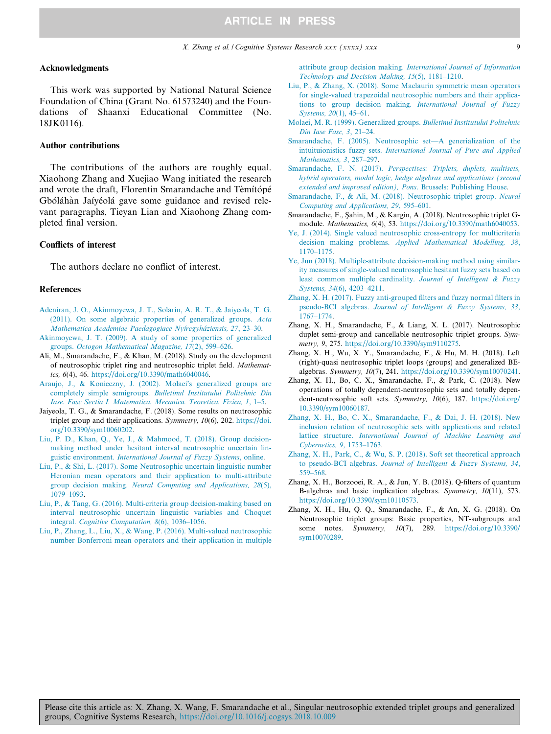## Acknowledgments

This work was supported by National Natural Science Foundation of China (Grant No. 61573240) and the Foundations of Shaanxi Educational Committee (No. 18JK0116).

## Author contributions

The contributions of the authors are roughly equal. Xiaohong Zhang and Xuejiao Wang initiated the research and wrote the draft, Florentin Smarandache and Tèmítópé Gbóláhàn Jaíyéolá gave some guidance and revised relevant paragraphs, Tieyan Lian and Xiaohong Zhang completed final version.

## Conflicts of interest

The authors declare no conflict of interest.

## References

Adeniran, J. O., Akinmoyewa, J. T., Solarin, A. R. T., & Jaiyeola, T. G. (2011). On some algebraic properties of generalized groups. *Acta Mathematica Academiae Paedagogiace Nyíregyháziensis, 27*, 23–30.

Akinmoyewa, J. T. (2009). A study of some properties of generalized groups. *Octogon Mathematical Magazine, 17*(2), 599–626.

Ali, M., Smarandache, F., & Khan, M. (2018). Study on the development of neutrosophic triplet ring and neutrosophic triplet field. *Mathematics, 6*(4), 46. https://doi.org/10.3390/math6040046.

Araujo, J., & Konieczny, J. (2002). Molaei's generalized groups are completely simple semigroups. *Bulletinul Institutului Politehnic Din Iase. Fasc Sectia I. Matematica. Mecanica. Teoretica. Fizica, 1*, 1–5.

Jaiyeola, T. G., & Smarandache, F. (2018). Some results on neutrosophic triplet group and their applications. *Symmetry, 10*(6), 202. https://doi.org/10.3390/sym10060202.

Liu, P. D., Khan, Q., Ye, J., & Mahmood, T. (2018). Group decision-making method under hesitant interval neutrosophic uncertain linguistic environment. *International Journal of Fuzzy Systems*, online.

Liu, P., & Shi, L. (2017). Some Neutrosophic uncertain linguistic number Heronian mean operators and their application to multi-attribute group decision making. *Neural Computing and Applications, 28*(5), 1079–1093.

Liu, P., & Tang, G. (2016). Multi-criteria group decision-making based on interval neutrosophic uncertain linguistic variables and Choquet integral. *Cognitive Computation, 8*(6), 1036–1056.

Liu, P., Zhang, L., Liu, X., & Wang, P. (2016). Multi-valued neutrosophic number Bonferroni mean operators and their application in multiple attribute group decision making. *International Journal of Information Technology and Decision Making, 15*(5), 1181–1210.

Liu, P., & Zhang, X. (2018). Some Maclaurin symmetric mean operators for single-valued trapezoidal neutrosophic numbers and their applications to group decision making. *International Journal of Fuzzy Systems, 20*(1), 45–61.

Molaei, M. R. (1999). Generalized groups. *Bulletinul Institutului Politehnic Din Iase Fasc, 3*, 21–24.

Smarandache, F. (2005). Neutrosophic set—A generalization of the intuituionistics fuzzy sets. *International Journal of Pure and Applied Mathematics, 3*, 287–297.

Smarandache, F. N. (2017). *Perspectives: Triplets, duplets, multisets, hybrid operators, modal logic, hedge algebras and applications (second extended and improved edition), Pons*. Brussels: Publishing House.

Smarandache, F., & Ali, M. (2018). Neutrosophic triplet group. *Neural Computing and Applications, 29*, 595–601.

Smarandache, F., Şahin, M., & Kargin, A. (2018). Neutrosophic triplet G-module. *Mathematics, 6*(4), 53. https://doi.org/10.3390/math6040053.

Ye, J. (2014). Single valued neutrosophic cross-entropy for multicriteria decision making problems. *Applied Mathematical Modelling, 38*, 1170–1175.

Ye, Jun (2018). Multiple-attribute decision-making method using similarity measures of single-valued neutrosophic hesitant fuzzy sets based on least common multiple cardinality. *Journal of Intelligent & Fuzzy Systems, 34*(6), 4203–4211.

Zhang, X. H. (2017). Fuzzy anti-grouped filters and fuzzy normal filters in pseudo-BCI algebras. *Journal of Intelligent & Fuzzy Systems, 33*, 1767–1774.

Zhang, X. H., Smarandache, F., & Liang, X. L. (2017). Neutrosophic duplet semi-group and cancellable neutrosophic triplet groups. *Symmetry, 9*, 275. https://doi.org/10.3390/sym9110275.

Zhang, X. H., Wu, X. Y., Smarandache, F., & Hu, M. H. (2018). Left (right)-quasi neutrosophic triplet loops (groups) and generalized BE-algebras. *Symmetry, 10*(7), 241. https://doi.org/10.3390/sym10070241.

Zhang, X. H., Bo, C. X., Smarandache, F., & Park, C. (2018). New operations of totally dependent-neutrosophic sets and totally dependent-neutrosophic soft sets. *Symmetry, 10*(6), 187. https://doi.org/10.3390/sym10060187.

Zhang, X. H., Bo, C. X., Smarandache, F., & Dai, J. H. (2018). New inclusion relation of neutrosophic sets with applications and related lattice structure. *International Journal of Machine Learning and Cybernetics, 9*, 1753–1763.

Zhang, X. H., Park, C., & Wu, S. P. (2018). Soft set theoretical approach to pseudo-BCI algebras. *Journal of Intelligent & Fuzzy Systems, 34*, 559–568.

Zhang, X. H., Borzooei, R. A., & Jun, Y. B. (2018). Q-filters of quantum B-algebras and basic implication algebras. *Symmetry, 10*(11), 573. https://doi.org/10.3390/sym10110573.

Zhang, X. H., Hu, Q. Q., Smarandache, F., & An, X. G. (2018). On Neutrosophic triplet groups: Basic properties, NT-subgroups and some notes. *Symmetry, 10*(7), 289. https://doi.org/10.3390/sym10070289.

Please cite this article as: X. Zhang, X. Wang, F. Smarandache et al., Singular neutrosophic extended triplet groups and generalized groups, Cognitive Systems Research, https://doi.org/10.1016/j.cogsys.2018.10.009